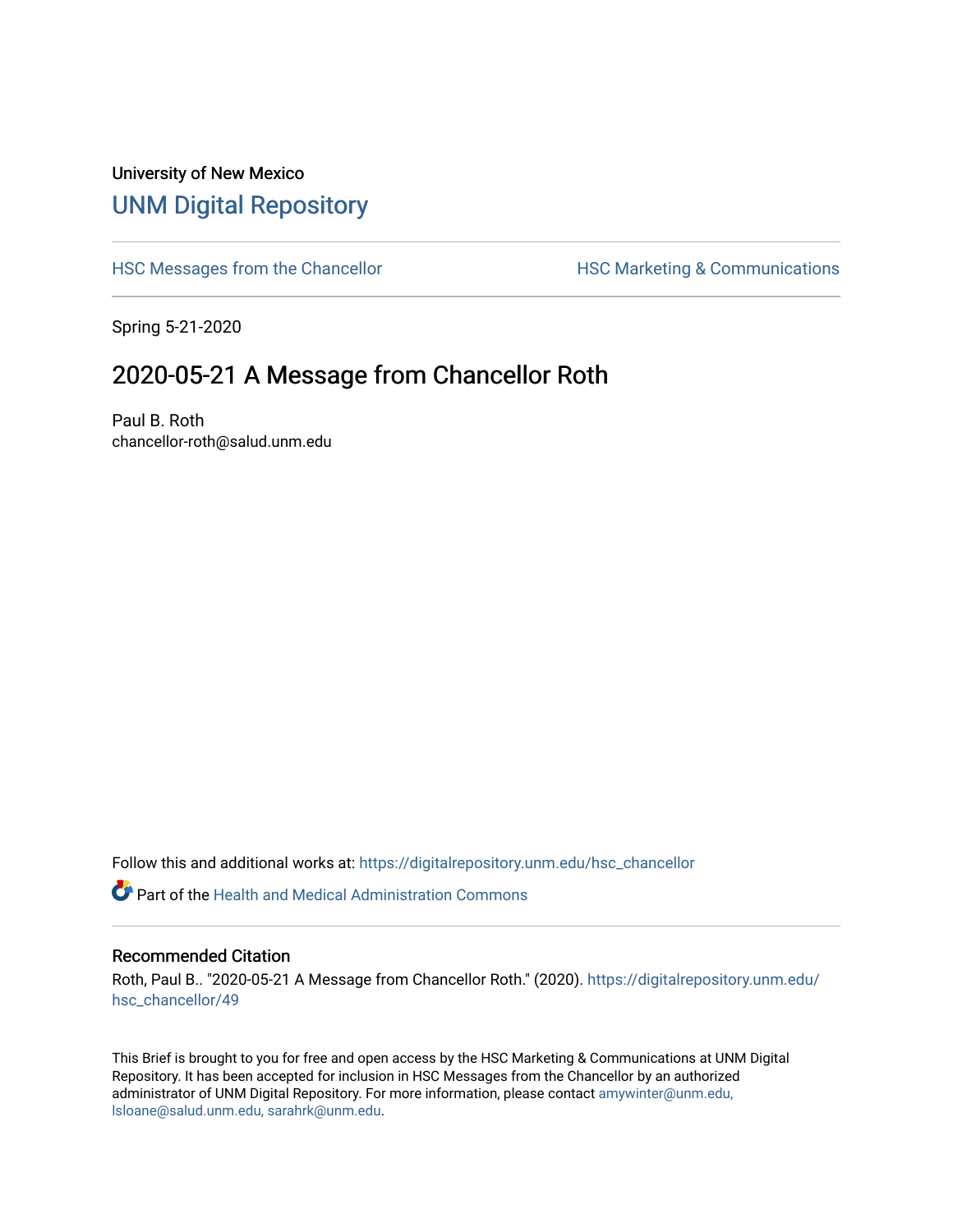University of New Mexico

# UNM Digital Repository

HSC Messages from the Chancellor

HSC Marketing & Communications

Spring 5-21-2020

## 2020-05-21 A Message from Chancellor Roth

Paul B. Roth
chancellor-roth@salud.unm.edu

Follow this and additional works at: https://digitalrepository.unm.edu/hsc_chancellor

Part of the Health and Medical Administration Commons

### Recommended Citation

Roth, Paul B.. "2020-05-21 A Message from Chancellor Roth." (2020). https://digitalrepository.unm.edu/hsc_chancellor/49

This Brief is brought to you for free and open access by the HSC Marketing & Communications at UNM Digital Repository. It has been accepted for inclusion in HSC Messages from the Chancellor by an authorized administrator of UNM Digital Repository. For more information, please contact amywinter@unm.edu, lsloane@salud.unm.edu, sarahrk@unm.edu.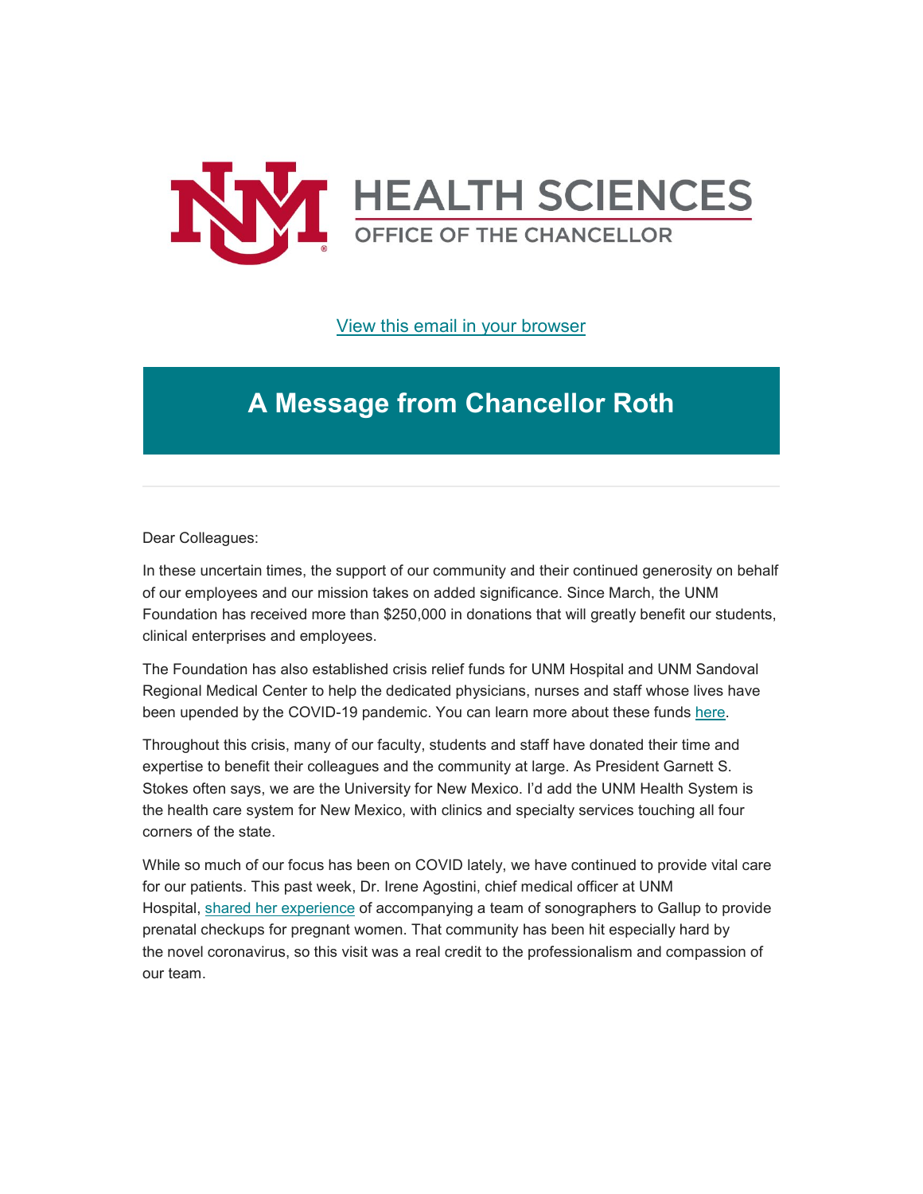HEALTH SCIENCES
OFFICE OF THE CHANCELLOR

[View this email in your browser]

# A Message from Chancellor Roth

Dear Colleagues:

In these uncertain times, the support of our community and their continued generosity on behalf of our employees and our mission takes on added significance. Since March, the UNM Foundation has received more than $250,000 in donations that will greatly benefit our students, clinical enterprises and employees.

The Foundation has also established crisis relief funds for UNM Hospital and UNM Sandoval Regional Medical Center to help the dedicated physicians, nurses and staff whose lives have been upended by the COVID-19 pandemic. You can learn more about these funds [here].

Throughout this crisis, many of our faculty, students and staff have donated their time and expertise to benefit their colleagues and the community at large. As President Garnett S. Stokes often says, we are the University for New Mexico. I'd add the UNM Health System is the health care system for New Mexico, with clinics and specialty services touching all four corners of the state.

While so much of our focus has been on COVID lately, we have continued to provide vital care for our patients. This past week, Dr. Irene Agostini, chief medical officer at UNM Hospital, [shared her experience] of accompanying a team of sonographers to Gallup to provide prenatal checkups for pregnant women. That community has been hit especially hard by the novel coronavirus, so this visit was a real credit to the professionalism and compassion of our team.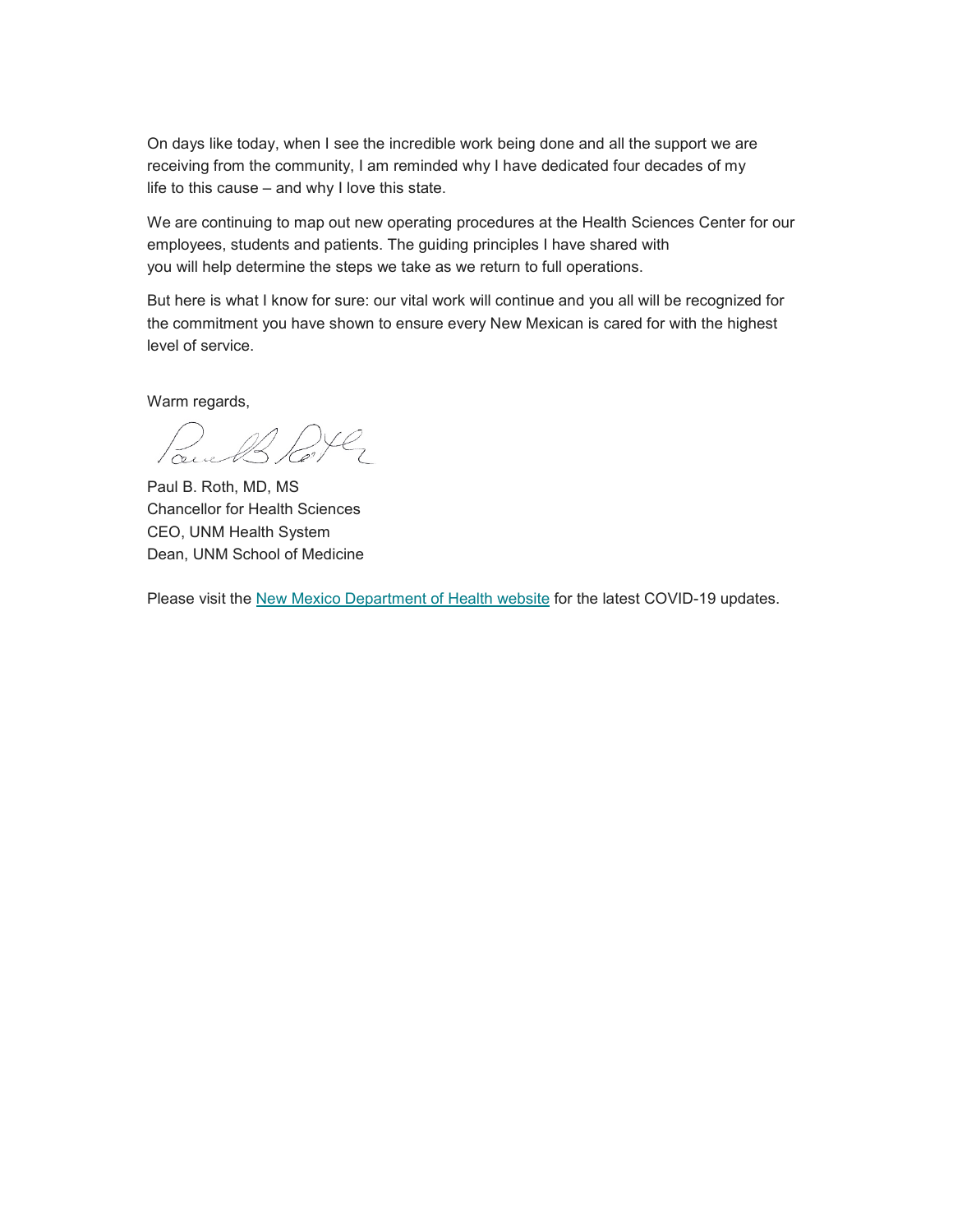On days like today, when I see the incredible work being done and all the support we are receiving from the community, I am reminded why I have dedicated four decades of my life to this cause – and why I love this state.

We are continuing to map out new operating procedures at the Health Sciences Center for our employees, students and patients. The guiding principles I have shared with you will help determine the steps we take as we return to full operations.

But here is what I know for sure: our vital work will continue and you all will be recognized for the commitment you have shown to ensure every New Mexican is cared for with the highest level of service.

Warm regards,

Paul B. Roth, MD, MS
Chancellor for Health Sciences
CEO, UNM Health System
Dean, UNM School of Medicine

Please visit the [New Mexico Department of Health website] for the latest COVID-19 updates.